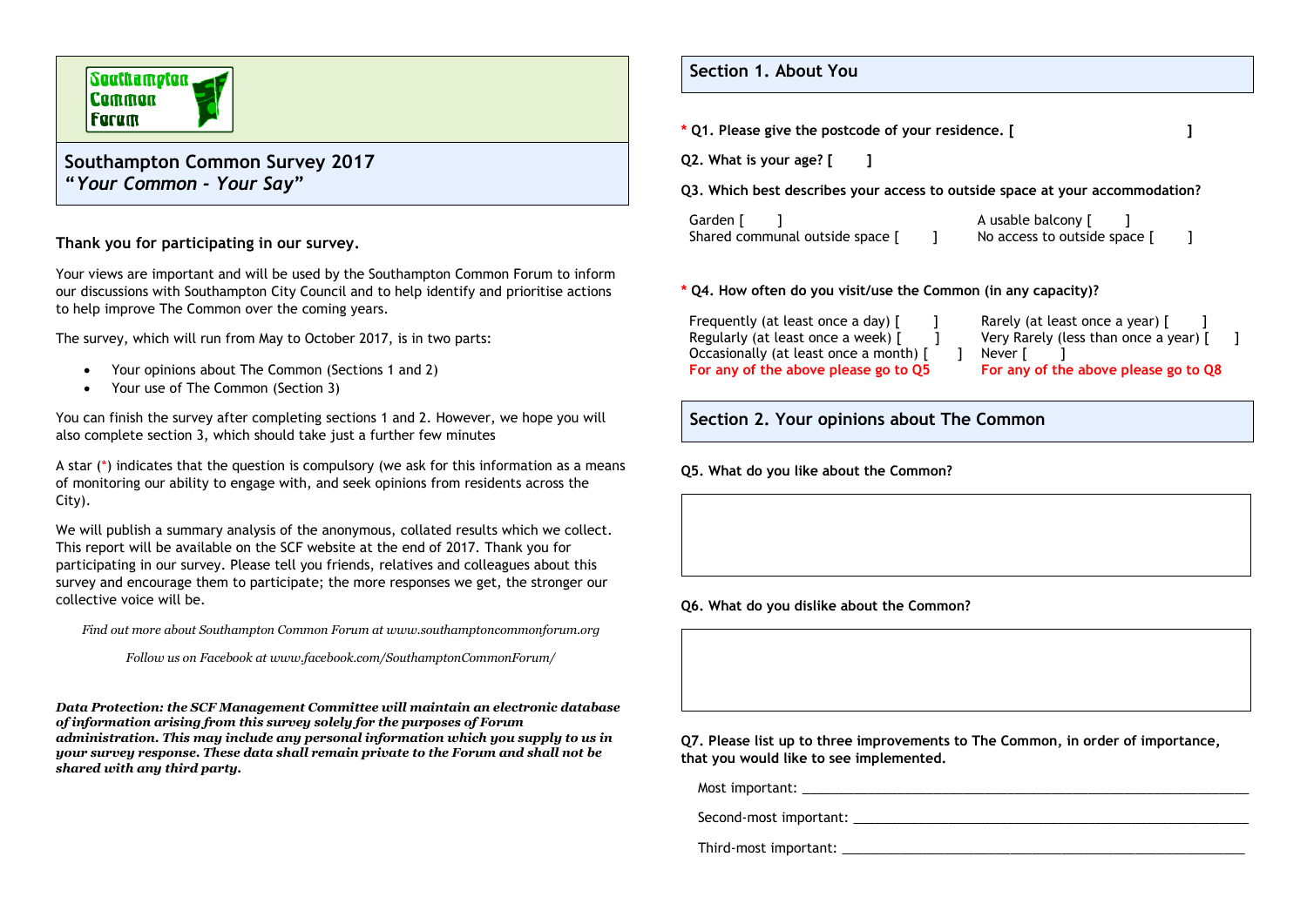Southampton Common Forum

# Southampton Common Survey 2017
## *"Your Common - Your Say"*

**Thank you for participating in our survey.**

Your views are important and will be used by the Southampton Common Forum to inform our discussions with Southampton City Council and to help identify and prioritise actions to help improve The Common over the coming years.

The survey, which will run from May to October 2017, is in two parts:

- Your opinions about The Common (Sections 1 and 2)
- Your use of The Common (Section 3)

You can finish the survey after completing sections 1 and 2. However, we hope you will also complete section 3, which should take just a further few minutes

A star (*) indicates that the question is compulsory (we ask for this information as a means of monitoring our ability to engage with, and seek opinions from residents across the City).

We will publish a summary analysis of the anonymous, collated results which we collect. This report will be available on the SCF website at the end of 2017. Thank you for participating in our survey. Please tell you friends, relatives and colleagues about this survey and encourage them to participate; the more responses we get, the stronger our collective voice will be.

*Find out more about Southampton Common Forum at www.southamptoncommonforum.org*

*Follow us on Facebook at www.facebook.com/SouthamptonCommonForum/*

***Data Protection: the SCF Management Committee will maintain an electronic database of information arising from this survey solely for the purposes of Forum administration. This may include any personal information which you supply to us in your survey response. These data shall remain private to the Forum and shall not be shared with any third party.***

## Section 1. About You

**\* Q1. Please give the postcode of your residence. [ ]**

**Q2. What is your age? [ ]**

**Q3. Which best describes your access to outside space at your accommodation?**

Garden [ ]
A usable balcony [ ]
Shared communal outside space [ ]
No access to outside space [ ]

**\* Q4. How often do you visit/use the Common (in any capacity)?**

Frequently (at least once a day) [ ]
Regularly (at least once a week) [ ]
Occasionally (at least once a month) [ ]
For any of the above please go to Q5

Rarely (at least once a year) [ ]
Very Rarely (less than once a year) [ ]
Never [ ]
For any of the above please go to Q8

## Section 2. Your opinions about The Common

**Q5. What do you like about the Common?**

**Q6. What do you dislike about the Common?**

**Q7. Please list up to three improvements to The Common, in order of importance, that you would like to see implemented.**

Most important: ____________________

Second-most important: ____________________

Third-most important: ____________________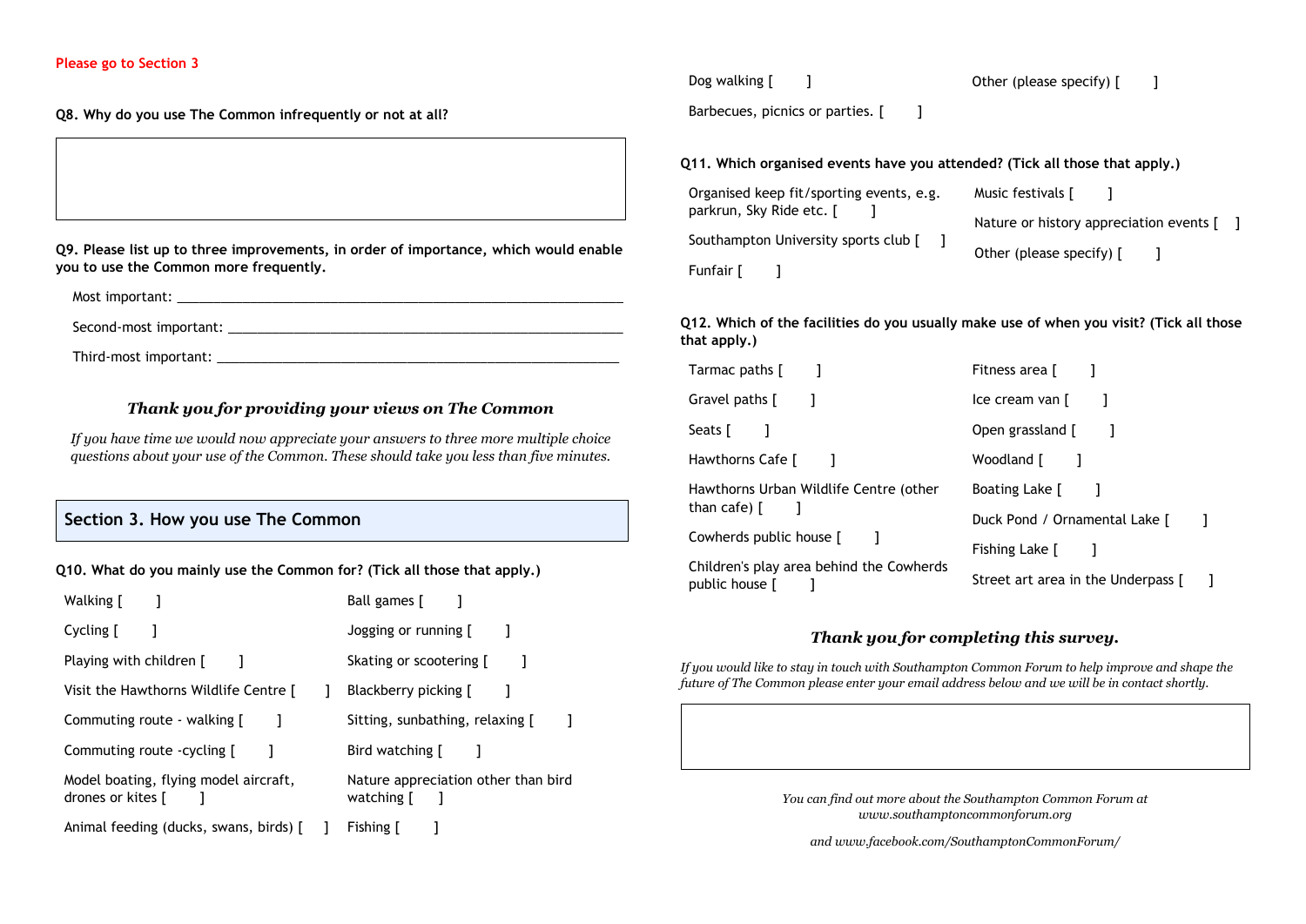**Please go to Section 3**

**Q8. Why do you use The Common infrequently or not at all?**

**Q9. Please list up to three improvements, in order of importance, which would enable you to use the Common more frequently.**

Most important: ______________________________________________________________

Second-most important: ________________________________________________________

Third-most important: _________________________________________________________

### *Thank you for providing your views on The Common*

*If you have time we would now appreciate your answers to three more multiple choice questions about your use of the Common. These should take you less than five minutes.*

## Section 3. How you use The Common

**Q10. What do you mainly use the Common for? (Tick all those that apply.)**

- Walking [ ]
- Cycling [ ]
- Playing with children [ ]
- Visit the Hawthorns Wildlife Centre [ ]
- Commuting route - walking [ ]
- Commuting route -cycling [ ]
- Model boating, flying model aircraft, drones or kites [ ]
- Animal feeding (ducks, swans, birds) [ ]
- Ball games [ ]
- Jogging or running [ ]
- Skating or scootering [ ]
- Blackberry picking [ ]
- Sitting, sunbathing, relaxing [ ]
- Bird watching [ ]
- Nature appreciation other than bird watching [ ]
- Fishing [ ]
- Dog walking [ ]
- Barbecues, picnics or parties. [ ]
- Other (please specify) [ ]

**Q11. Which organised events have you attended? (Tick all those that apply.)**

- Organised keep fit/sporting events, e.g. parkrun, Sky Ride etc. [ ]
- Southampton University sports club [ ]
- Funfair [ ]
- Music festivals [ ]
- Nature or history appreciation events [ ]
- Other (please specify) [ ]

**Q12. Which of the facilities do you usually make use of when you visit? (Tick all those that apply.)**

- Tarmac paths [ ]
- Gravel paths [ ]
- Seats [ ]
- Hawthorns Cafe [ ]
- Hawthorns Urban Wildlife Centre (other than cafe) [ ]
- Cowherds public house [ ]
- Children's play area behind the Cowherds public house [ ]
- Fitness area [ ]
- Ice cream van [ ]
- Open grassland [ ]
- Woodland [ ]
- Boating Lake [ ]
- Duck Pond / Ornamental Lake [ ]
- Fishing Lake [ ]
- Street art area in the Underpass [ ]

### *Thank you for completing this survey.*

*If you would like to stay in touch with Southampton Common Forum to help improve and shape the future of The Common please enter your email address below and we will be in contact shortly.*

*You can find out more about the Southampton Common Forum at www.southamptoncommonforum.org*

*and www.facebook.com/SouthamptonCommonForum/*